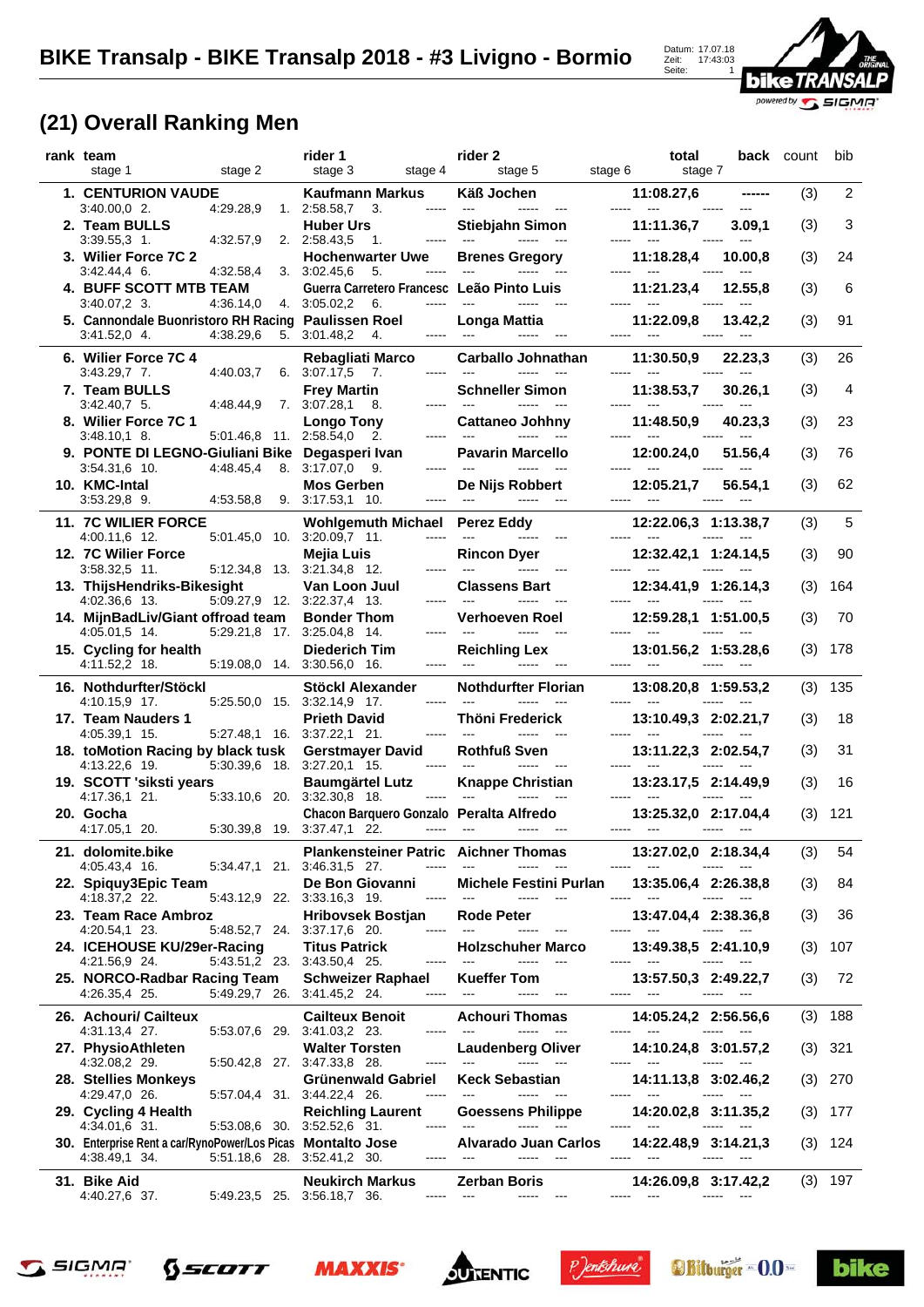# BIKE Transalp - BIKE Transalp 2018 - #3 Livigno - Bormio

Datum: 17.07.18
Zeit: 17:43:03
Seite: 1

## (21) Overall Ranking Men

| rank | team | rider 1 | rider 2 | total | back | count | bib | stage 1 | stage 2 | stage 3 | stage 4 | stage 5 | stage 6 | stage 7 |
|---|---|---|---|---|---|---|---|---|---|---|---|---|---|---|
| 1. | CENTURION VAUDE | Kaufmann Markus | Käß Jochen | 11:08.27,6 | ------ | (3) | 2 | 3:40.00,0 2. | 4:29.28,9 1. | 2:58.58,7 3. | ----- | --- ----- --- | ----- --- | ----- --- |
| 2. | Team BULLS | Huber Urs | Stiebjahn Simon | 11:11.36,7 | 3.09,1 | (3) | 3 | 3:39.55,3 1. | 4:32.57,9 2. | 2:58.43,5 1. | ----- | --- ----- --- | ----- --- | ----- --- |
| 3. | Wilier Force 7C 2 | Hochenwarter Uwe | Brenes Gregory | 11:18.28,4 | 10.00,8 | (3) | 24 | 3:42.44,4 6. | 4:32.58,4 3. | 3:02.45,6 5. | ----- | --- ----- --- | ----- --- | ----- --- |
| 4. | BUFF SCOTT MTB TEAM | Guerra Carretero Francesc | Leão Pinto Luis | 11:21.23,4 | 12.55,8 | (3) | 6 | 3:40.07,2 3. | 4:36.14,0 4. | 3:05.02,2 6. | ----- | --- ----- --- | ----- --- | ----- --- |
| 5. | Cannondale Buonristoro RH Racing | Paulissen Roel | Longa Mattia | 11:22.09,8 | 13.42,2 | (3) | 91 | 3:41.52,0 4. | 4:38.29,6 5. | 3:01.48,2 4. | ----- | --- ----- --- | ----- --- | ----- --- |
| 6. | Wilier Force 7C 4 | Rebagliati Marco | Carballo Johnathan | 11:30.50,9 | 22.23,3 | (3) | 26 | 3:43.29,7 7. | 4:40.03,7 6. | 3:07.17,5 7. | ----- | --- ----- --- | ----- --- | ----- --- |
| 7. | Team BULLS | Frey Martin | Schneller Simon | 11:38.53,7 | 30.26,1 | (3) | 4 | 3:42.40,7 5. | 4:48.44,9 7. | 3:07.28,1 8. | ----- | --- ----- --- | ----- --- | ----- --- |
| 8. | Wilier Force 7C 1 | Longo Tony | Cattaneo Johhny | 11:48.50,9 | 40.23,3 | (3) | 23 | 3:48.10,1 8. | 5:01.46,8 11. | 2:58.54,0 2. | ----- | --- ----- --- | ----- --- | ----- --- |
| 9. | PONTE DI LEGNO-Giuliani Bike | Degasperi Ivan | Pavarin Marcello | 12:00.24,0 | 51.56,4 | (3) | 76 | 3:54.31,6 10. | 4:48.45,4 8. | 3:17.07,0 9. | ----- | --- ----- --- | ----- --- | ----- --- |
| 10. | KMC-Intal | Mos Gerben | De Nijs Robbert | 12:05.21,7 | 56.54,1 | (3) | 62 | 3:53.29,8 9. | 4:53.58,8 9. | 3:17.53,1 10. | ----- | --- ----- --- | ----- --- | ----- --- |
| 11. | 7C WILIER FORCE | Wohlgemuth Michael | Perez Eddy | 12:22.06,3 | 1:13.38,7 | (3) | 5 | 4:00.11,6 12. | 5:01.45,0 10. | 3:20.09,7 11. | ----- | --- ----- --- | ----- --- | ----- --- |
| 12. | 7C Wilier Force | Mejia Luis | Rincon Dyer | 12:32.42,1 | 1:24.14,5 | (3) | 90 | 3:58.32,5 11. | 5:12.34,8 13. | 3:21.34,8 12. | ----- | --- ----- --- | ----- --- | ----- --- |
| 13. | ThijsHendriks-Bikesight | Van Loon Juul | Classens Bart | 12:34.41,9 | 1:26.14,3 | (3) | 164 | 4:02.36,6 13. | 5:09.27,9 12. | 3:22.37,4 13. | ----- | --- ----- --- | ----- --- | ----- --- |
| 14. | MijnBadLiv/Giant offroad team | Bonder Thom | Verhoeven Roel | 12:59.28,1 | 1:51.00,5 | (3) | 70 | 4:05.01,5 14. | 5:29.21,8 17. | 3:25.04,8 14. | ----- | --- ----- --- | ----- --- | ----- --- |
| 15. | Cycling for health | Diederich Tim | Reichling Lex | 13:01.56,2 | 1:53.28,6 | (3) | 178 | 4:11.52,2 18. | 5:19.08,0 14. | 3:30.56,0 16. | ----- | --- ----- --- | ----- --- | ----- --- |
| 16. | Nothdurfter/Stöckl | Stöckl Alexander | Nothdurfter Florian | 13:08.20,8 | 1:59.53,2 | (3) | 135 | 4:10.15,9 17. | 5:25.50,0 15. | 3:32.14,9 17. | ----- | --- ----- --- | ----- --- | ----- --- |
| 17. | Team Nauders 1 | Prieth David | Thöni Frederick | 13:10.49,3 | 2:02.21,7 | (3) | 18 | 4:05.39,1 15. | 5:27.48,1 16. | 3:37.22,1 21. | ----- | --- ----- --- | ----- --- | ----- --- |
| 18. | toMotion Racing by black tusk | Gerstmayer David | Rothfuß Sven | 13:11.22,3 | 2:02.54,7 | (3) | 31 | 4:13.22,6 19. | 5:30.39,6 18. | 3:27.20,1 15. | ----- | --- ----- --- | ----- --- | ----- --- |
| 19. | SCOTT 'siksti years | Baumgärtel Lutz | Knappe Christian | 13:23.17,5 | 2:14.49,9 | (3) | 16 | 4:17.36,1 21. | 5:33.10,6 20. | 3:32.30,8 18. | ----- | --- ----- --- | ----- --- | ----- --- |
| 20. | Gocha | Chacon Barquero Gonzalo | Peralta Alfredo | 13:25.32,0 | 2:17.04,4 | (3) | 121 | 4:17.05,1 20. | 5:30.39,8 19. | 3:37.47,1 22. | ----- | --- ----- --- | ----- --- | ----- --- |
| 21. | dolomite.bike | Plankensteiner Patric | Aichner Thomas | 13:27.02,0 | 2:18.34,4 | (3) | 54 | 4:05.43,4 16. | 5:34.47,1 21. | 3:46.31,5 27. | ----- | --- ----- --- | ----- --- | ----- --- |
| 22. | Spiquy3Epic Team | De Bon Giovanni | Michele Festini Purlan | 13:35.06,4 | 2:26.38,8 | (3) | 84 | 4:18.37,2 22. | 5:43.12,9 22. | 3:33.16,3 19. | ----- | --- ----- --- | ----- --- | ----- --- |
| 23. | Team Race Ambroz | Hribovsek Bostjan | Rode Peter | 13:47.04,4 | 2:38.36,8 | (3) | 36 | 4:20.54,1 23. | 5:48.52,7 24. | 3:37.17,6 20. | ----- | --- ----- --- | ----- --- | ----- --- |
| 24. | ICEHOUSE KU/29er-Racing | Titus Patrick | Holzschuher Marco | 13:49.38,5 | 2:41.10,9 | (3) | 107 | 4:21.56,9 24. | 5:43.51,2 23. | 3:43.50,4 25. | ----- | --- ----- --- | ----- --- | ----- --- |
| 25. | NORCO-Radbar Racing Team | Schweizer Raphael | Kueffer Tom | 13:57.50,3 | 2:49.22,7 | (3) | 72 | 4:26.35,4 25. | 5:49.29,7 26. | 3:41.45,2 24. | ----- | --- ----- --- | ----- --- | ----- --- |
| 26. | Achouri/ Cailteux | Cailteux Benoit | Achouri Thomas | 14:05.24,2 | 2:56.56,6 | (3) | 188 | 4:31.13,4 27. | 5:53.07,6 29. | 3:41.03,2 23. | ----- | --- ----- --- | ----- --- | ----- --- |
| 27. | PhysioAthleten | Walter Torsten | Laudenberg Oliver | 14:10.24,8 | 3:01.57,2 | (3) | 321 | 4:32.08,2 29. | 5:50.42,8 27. | 3:47.33,8 28. | ----- | --- ----- --- | ----- --- | ----- --- |
| 28. | Stellies Monkeys | Grünenwald Gabriel | Keck Sebastian | 14:11.13,8 | 3:02.46,2 | (3) | 270 | 4:29.47,0 26. | 5:57.04,4 31. | 3:44.22,4 26. | ----- | --- ----- --- | ----- --- | ----- --- |
| 29. | Cycling 4 Health | Reichling Laurent | Goessens Philippe | 14:20.02,8 | 3:11.35,2 | (3) | 177 | 4:34.01,6 31. | 5:53.08,6 30. | 3:52.52,6 31. | ----- | --- ----- --- | ----- --- | ----- --- |
| 30. | Enterprise Rent a car/RynoPower/Los Picas | Montalto Jose | Alvarado Juan Carlos | 14:22.48,9 | 3:14.21,3 | (3) | 124 | 4:38.49,1 34. | 5:51.18,6 28. | 3:52.41,2 30. | ----- | --- ----- --- | ----- --- | ----- --- |
| 31. | Bike Aid | Neukirch Markus | Zerban Boris | 14:26.09,8 | 3:17.42,2 | (3) | 197 | 4:40.27,6 37. | 5:49.23,5 25. | 3:56.18,7 36. | ----- | --- ----- --- | ----- --- | ----- --- |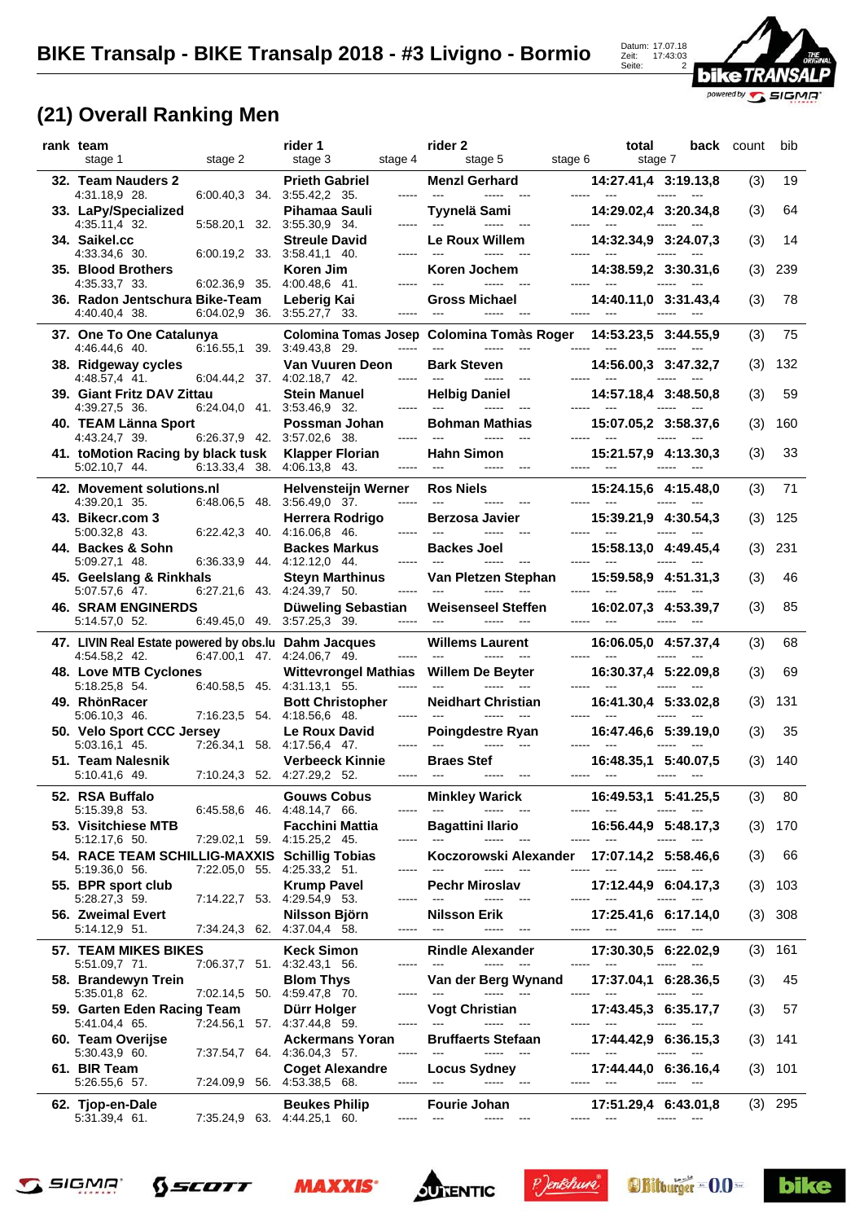# BIKE Transalp - BIKE Transalp 2018 - #3 Livigno - Bormio

Datum: 17.07.18
Zeit: 17:43:03
Seite: 2

## (21) Overall Ranking Men

| rank | team | rider 1 | rider 2 | total | back | count | bib |
|---|---|---|---|---|---|---|---|
| | stage 1 / stage 2 | stage 3 / stage 4 | stage 5 / stage 6 | stage 7 | | | |
| 32. | Team Nauders 2 | Prieth Gabriel | Menzl Gerhard | 14:27.41,4 | 3:19.13,8 | (3) | 19 |
| | 4:31.18,9 28. / 6:00.40,3 34. | 3:55.42,2 35. / ----- | --- ----- --- / ----- | --- ----- --- | | | |
| 33. | LaPy/Specialized | Pihamaa Sauli | Tyynelä Sami | 14:29.02,4 | 3:20.34,8 | (3) | 64 |
| | 4:35.11,4 32. / 5:58.20,1 32. | 3:55.30,9 34. / ----- | --- ----- --- / ----- | --- ----- --- | | | |
| 34. | Saikel.cc | Streule David | Le Roux Willem | 14:32.34,9 | 3:24.07,3 | (3) | 14 |
| | 4:33.34,6 30. / 6:00.19,2 33. | 3:58.41,1 40. / ----- | --- ----- --- / ----- | --- ----- --- | | | |
| 35. | Blood Brothers | Koren Jim | Koren Jochem | 14:38.59,2 | 3:30.31,6 | (3) | 239 |
| | 4:35.33,7 33. / 6:02.36,9 35. | 4:00.48,6 41. / ----- | --- ----- --- / ----- | --- ----- --- | | | |
| 36. | Radon Jentschura Bike-Team | Leberig Kai | Gross Michael | 14:40.11,0 | 3:31.43,4 | (3) | 78 |
| | 4:40.40,4 38. / 6:04.02,9 36. | 3:55.27,7 33. / ----- | --- ----- --- / ----- | --- ----- --- | | | |
| 37. | One To One Catalunya | Colomina Tomas Josep | Colomina Tomàs Roger | 14:53.23,5 | 3:44.55,9 | (3) | 75 |
| | 4:46.44,6 40. / 6:16.55,1 39. | 3:49.43,8 29. / ----- | --- ----- --- / ----- | --- ----- --- | | | |
| 38. | Ridgeway cycles | Van Vuuren Deon | Bark Steven | 14:56.00,3 | 3:47.32,7 | (3) | 132 |
| | 4:48.57,4 41. / 6:04.44,2 37. | 4:02.18,7 42. / ----- | --- ----- --- / ----- | --- ----- --- | | | |
| 39. | Giant Fritz DAV Zittau | Stein Manuel | Helbig Daniel | 14:57.18,4 | 3:48.50,8 | (3) | 59 |
| | 4:39.27,5 36. / 6:24.04,0 41. | 3:53.46,9 32. / ----- | --- ----- --- / ----- | --- ----- --- | | | |
| 40. | TEAM Länna Sport | Possman Johan | Bohman Mathias | 15:07.05,2 | 3:58.37,6 | (3) | 160 |
| | 4:43.24,7 39. / 6:26.37,9 42. | 3:57.02,6 38. / ----- | --- ----- --- / ----- | --- ----- --- | | | |
| 41. | toMotion Racing by black tusk | Klapper Florian | Hahn Simon | 15:21.57,9 | 4:13.30,3 | (3) | 33 |
| | 5:02.10,7 44. / 6:13.33,4 38. | 4:06.13,8 43. / ----- | --- ----- --- / ----- | --- ----- --- | | | |
| 42. | Movement solutions.nl | Helvensteijn Werner | Ros Niels | 15:24.15,6 | 4:15.48,0 | (3) | 71 |
| | 4:39.20,1 35. / 6:48.06,5 48. | 3:56.49,0 37. / ----- | --- ----- --- / ----- | --- ----- --- | | | |
| 43. | Bikecr.com 3 | Herrera Rodrigo | Berzosa Javier | 15:39.21,9 | 4:30.54,3 | (3) | 125 |
| | 5:00.32,8 43. / 6:22.42,3 40. | 4:16.06,8 46. / ----- | --- ----- --- / ----- | --- ----- --- | | | |
| 44. | Backes & Sohn | Backes Markus | Backes Joel | 15:58.13,0 | 4:49.45,4 | (3) | 231 |
| | 5:09.27,1 48. / 6:36.33,9 44. | 4:12.12,0 44. / ----- | --- ----- --- / ----- | --- ----- --- | | | |
| 45. | Geelslang & Rinkhals | Steyn Marthinus | Van Pletzen Stephan | 15:59.58,9 | 4:51.31,3 | (3) | 46 |
| | 5:07.57,6 47. / 6:27.21,6 43. | 4:24.39,7 50. / ----- | --- ----- --- / ----- | --- ----- --- | | | |
| 46. | SRAM ENGINERDS | Düweling Sebastian | Weisenseel Steffen | 16:02.07,3 | 4:53.39,7 | (3) | 85 |
| | 5:14.57,0 52. / 6:49.45,0 49. | 3:57.25,3 39. / ----- | --- ----- --- / ----- | --- ----- --- | | | |
| 47. | LIVIN Real Estate powered by obs.lu | Dahm Jacques | Willems Laurent | 16:06.05,0 | 4:57.37,4 | (3) | 68 |
| | 4:54.58,2 42. / 6:47.00,1 47. | 4:24.06,7 49. / ----- | --- ----- --- / ----- | --- ----- --- | | | |
| 48. | Love MTB Cyclones | Wittevrongel Mathias | Willem De Beyter | 16:30.37,4 | 5:22.09,8 | (3) | 69 |
| | 5:18.25,8 54. / 6:40.58,5 45. | 4:31.13,1 55. / ----- | --- ----- --- / ----- | --- ----- --- | | | |
| 49. | RhönRacer | Bott Christopher | Neidhart Christian | 16:41.30,4 | 5:33.02,8 | (3) | 131 |
| | 5:06.10,3 46. / 7:16.23,5 54. | 4:18.56,6 48. / ----- | --- ----- --- / ----- | --- ----- --- | | | |
| 50. | Velo Sport CCC Jersey | Le Roux David | Poingdestre Ryan | 16:47.46,6 | 5:39.19,0 | (3) | 35 |
| | 5:03.16,1 45. / 7:26.34,1 58. | 4:17.56,4 47. / ----- | --- ----- --- / ----- | --- ----- --- | | | |
| 51. | Team Nalesnik | Verbeeck Kinnie | Braes Stef | 16:48.35,1 | 5:40.07,5 | (3) | 140 |
| | 5:10.41,6 49. / 7:10.24,3 52. | 4:27.29,2 52. / ----- | --- ----- --- / ----- | --- ----- --- | | | |
| 52. | RSA Buffalo | Gouws Cobus | Minkley Warick | 16:49.53,1 | 5:41.25,5 | (3) | 80 |
| | 5:15.39,8 53. / 6:45.58,6 46. | 4:48.14,7 66. / ----- | --- ----- --- / ----- | --- ----- --- | | | |
| 53. | Visitchiese MTB | Facchini Mattia | Bagattini Ilario | 16:56.44,9 | 5:48.17,3 | (3) | 170 |
| | 5:12.17,6 50. / 7:29.02,1 59. | 4:15.25,2 45. / ----- | --- ----- --- / ----- | --- ----- --- | | | |
| 54. | RACE TEAM SCHILLIG-MAXXIS | Schillig Tobias | Koczorowski Alexander | 17:07.14,2 | 5:58.46,6 | (3) | 66 |
| | 5:19.36,0 56. / 7:22.05,0 55. | 4:25.33,2 51. / ----- | --- ----- --- / ----- | --- ----- --- | | | |
| 55. | BPR sport club | Krump Pavel | Pechr Miroslav | 17:12.44,9 | 6:04.17,3 | (3) | 103 |
| | 5:28.27,3 59. / 7:14.22,7 53. | 4:29.54,9 53. / ----- | --- ----- --- / ----- | --- ----- --- | | | |
| 56. | Zweimal Evert | Nilsson Björn | Nilsson Erik | 17:25.41,6 | 6:17.14,0 | (3) | 308 |
| | 5:14.12,9 51. / 7:34.24,3 62. | 4:37.04,4 58. / ----- | --- ----- --- / ----- | --- ----- --- | | | |
| 57. | TEAM MIKES BIKES | Keck Simon | Rindle Alexander | 17:30.30,5 | 6:22.02,9 | (3) | 161 |
| | 5:51.09,7 71. / 7:06.37,7 51. | 4:32.43,1 56. / ----- | --- ----- --- / ----- | --- ----- --- | | | |
| 58. | Brandewyn Trein | Blom Thys | Van der Berg Wynand | 17:37.04,1 | 6:28.36,5 | (3) | 45 |
| | 5:35.01,8 62. / 7:02.14,5 50. | 4:59.47,8 70. / ----- | --- ----- --- / ----- | --- ----- --- | | | |
| 59. | Garten Eden Racing Team | Dürr Holger | Vogt Christian | 17:43.45,3 | 6:35.17,7 | (3) | 57 |
| | 5:41.04,4 65. / 7:24.56,1 57. | 4:37.44,8 59. / ----- | --- ----- --- / ----- | --- ----- --- | | | |
| 60. | Team Overijse | Ackermans Yoran | Bruffaerts Stefaan | 17:44.42,9 | 6:36.15,3 | (3) | 141 |
| | 5:30.43,9 60. / 7:37.54,7 64. | 4:36.04,3 57. / ----- | --- ----- --- / ----- | --- ----- --- | | | |
| 61. | BIR Team | Coget Alexandre | Locus Sydney | 17:44.44,0 | 6:36.16,4 | (3) | 101 |
| | 5:26.55,6 57. / 7:24.09,9 56. | 4:53.38,5 68. / ----- | --- ----- --- / ----- | --- ----- --- | | | |
| 62. | Tjop-en-Dale | Beukes Philip | Fourie Johan | 17:51.29,4 | 6:43.01,8 | (3) | 295 |
| | 5:31.39,4 61. / 7:35.24,9 63. | 4:44.25,1 60. / ----- | --- ----- --- / ----- | --- ----- --- | | | |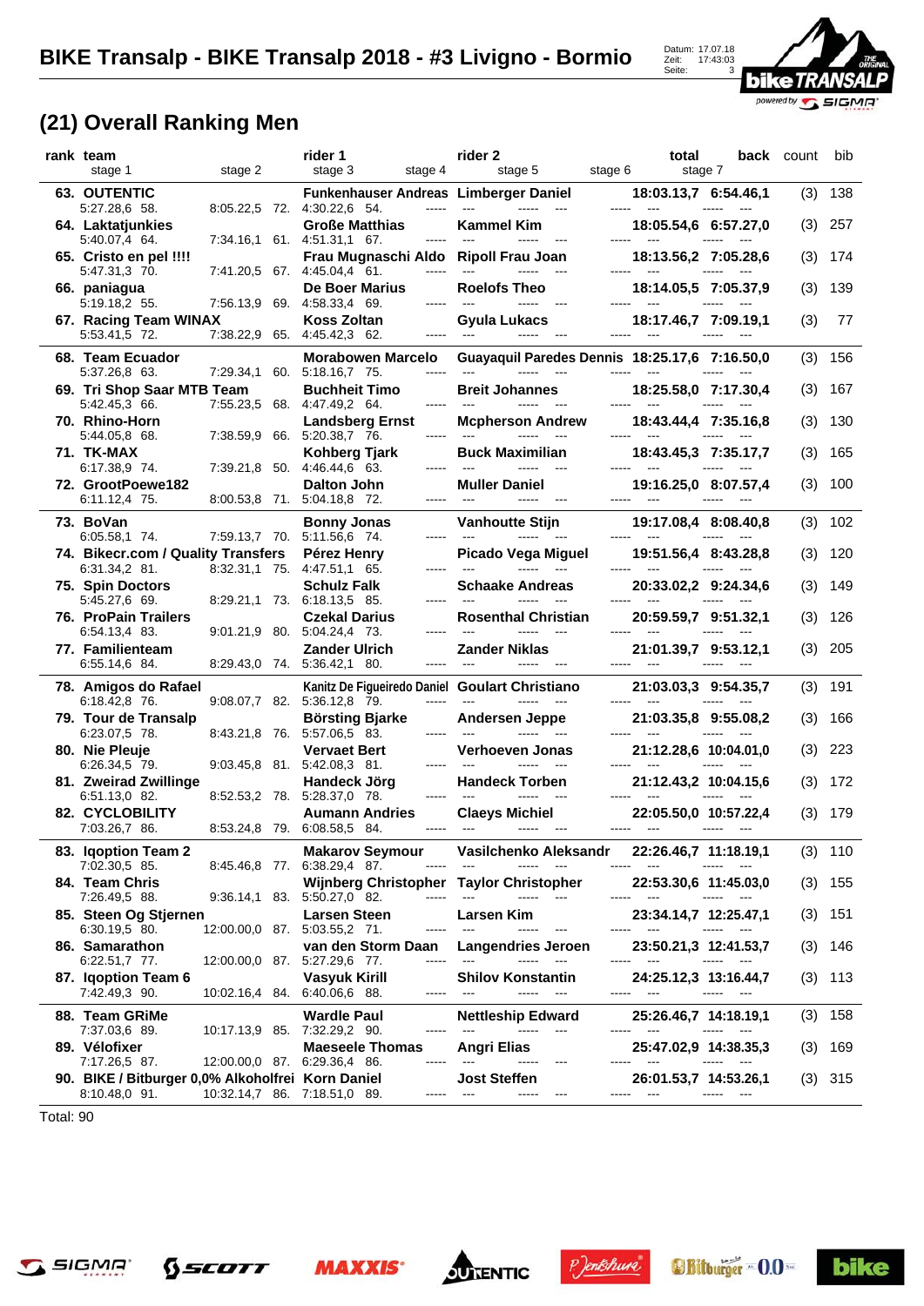# BIKE Transalp - BIKE Transalp 2018 - #3 Livigno - Bormio

## (21) Overall Ranking Men

| rank | team | stage 1 | stage 2 | rider 1 / stage 3 | stage 4 | rider 2 / stage 5 | stage 6 | stage 7 | total | back | count | bib |
|---|---|---|---|---|---|---|---|---|---|---|---|---|
| 63. | OUTENTIC | 5:27.28,6 58. | 8:05.22,5 72. | Funkenhauser Andreas / 4:30.22,6 54. | ----- | Limberger Daniel / --- ----- --- | ----- | --- ----- --- | 18:03.13,7 | 6:54.46,1 | (3) | 138 |
| 64. | Laktatjunkies | 5:40.07,4 64. | 7:34.16,1 61. | Große Matthias / 4:51.31,1 67. | ----- | Kammel Kim / --- ----- --- | ----- | --- ----- --- | 18:05.54,6 | 6:57.27,0 | (3) | 257 |
| 65. | Cristo en pel !!!! | 5:47.31,3 70. | 7:41.20,5 67. | Frau Mugnaschi Aldo / 4:45.04,4 61. | ----- | Ripoll Frau Joan / --- ----- --- | ----- | --- ----- --- | 18:13.56,2 | 7:05.28,6 | (3) | 174 |
| 66. | paniagua | 5:19.18,2 55. | 7:56.13,9 69. | De Boer Marius / 4:58.33,4 69. | ----- | Roelofs Theo / --- ----- --- | ----- | --- ----- --- | 18:14.05,5 | 7:05.37,9 | (3) | 139 |
| 67. | Racing Team WINAX | 5:53.41,5 72. | 7:38.22,9 65. | Koss Zoltan / 4:45.42,3 62. | ----- | Gyula Lukacs / --- ----- --- | ----- | --- ----- --- | 18:17.46,7 | 7:09.19,1 | (3) | 77 |
| 68. | Team Ecuador | 5:37.26,8 63. | 7:29.34,1 60. | Morabowen Marcelo / 5:18.16,7 75. | ----- | Guayaquil Paredes Dennis / --- ----- --- | ----- | --- ----- --- | 18:25.17,6 | 7:16.50,0 | (3) | 156 |
| 69. | Tri Shop Saar MTB Team | 5:42.45,3 66. | 7:55.23,5 68. | Buchheit Timo / 4:47.49,2 64. | ----- | Breit Johannes / --- ----- --- | ----- | --- ----- --- | 18:25.58,0 | 7:17.30,4 | (3) | 167 |
| 70. | Rhino-Horn | 5:44.05,8 68. | 7:38.59,9 66. | Landsberg Ernst / 5:20.38,7 76. | ----- | Mcpherson Andrew / --- ----- --- | ----- | --- ----- --- | 18:43.44,4 | 7:35.16,8 | (3) | 130 |
| 71. | TK-MAX | 6:17.38,9 74. | 7:39.21,8 50. | Kohberg Tjark / 4:46.44,6 63. | ----- | Buck Maximilian / --- ----- --- | ----- | --- ----- --- | 18:43.45,3 | 7:35.17,7 | (3) | 165 |
| 72. | GrootPoewe182 | 6:11.12,4 75. | 8:00.53,8 71. | Dalton John / 5:04.18,8 72. | ----- | Muller Daniel / --- ----- --- | ----- | --- ----- --- | 19:16.25,0 | 8:07.57,4 | (3) | 100 |
| 73. | BoVan | 6:05.58,1 74. | 7:59.13,7 70. | Bonny Jonas / 5:11.56,6 74. | ----- | Vanhoutte Stijn / --- ----- --- | ----- | --- ----- --- | 19:17.08,4 | 8:08.40,8 | (3) | 102 |
| 74. | Bikecr.com / Quality Transfers | 6:31.34,2 81. | 8:32.31,1 75. | Pérez Henry / 4:47.51,1 65. | ----- | Picado Vega Miguel / --- ----- --- | ----- | --- ----- --- | 19:51.56,4 | 8:43.28,8 | (3) | 120 |
| 75. | Spin Doctors | 5:45.27,6 69. | 8:29.21,1 73. | Schulz Falk / 6:18.13,5 85. | ----- | Schaake Andreas / --- ----- --- | ----- | --- ----- --- | 20:33.02,2 | 9:24.34,6 | (3) | 149 |
| 76. | ProPain Trailers | 6:54.13,4 83. | 9:01.21,9 80. | Czekal Darius / 5:04.24,4 73. | ----- | Rosenthal Christian / --- ----- --- | ----- | --- ----- --- | 20:59.59,7 | 9:51.32,1 | (3) | 126 |
| 77. | Familienteam | 6:55.14,6 84. | 8:29.43,0 74. | Zander Ulrich / 5:36.42,1 80. | ----- | Zander Niklas / --- ----- --- | ----- | --- ----- --- | 21:01.39,7 | 9:53.12,1 | (3) | 205 |
| 78. | Amigos do Rafael | 6:18.42,8 76. | 9:08.07,7 82. | Kanitz De Figueiredo Daniel / 5:36.12,8 79. | ----- | Goulart Christiano / --- ----- --- | ----- | --- ----- --- | 21:03.03,3 | 9:54.35,7 | (3) | 191 |
| 79. | Tour de Transalp | 6:23.07,5 78. | 8:43.21,8 76. | Börsting Bjarke / 5:57.06,5 83. | ----- | Andersen Jeppe / --- ----- --- | ----- | --- ----- --- | 21:03.35,8 | 9:55.08,2 | (3) | 166 |
| 80. | Nie Pleuje | 6:26.34,5 79. | 9:03.45,8 81. | Vervaet Bert / 5:42.08,3 81. | ----- | Verhoeven Jonas / --- ----- --- | ----- | --- ----- --- | 21:12.28,6 | 10:04.01,0 | (3) | 223 |
| 81. | Zweirad Zwillinge | 6:51.13,0 82. | 8:52.53,2 78. | Handeck Jörg / 5:28.37,0 78. | ----- | Handeck Torben / --- ----- --- | ----- | --- ----- --- | 21:12.43,2 | 10:04.15,6 | (3) | 172 |
| 82. | CYCLOBILITY | 7:03.26,7 86. | 8:53.24,8 79. | Aumann Andries / 6:08.58,5 84. | ----- | Claeys Michiel / --- ----- --- | ----- | --- ----- --- | 22:05.50,0 | 10:57.22,4 | (3) | 179 |
| 83. | Iqoption Team 2 | 7:02.30,5 85. | 8:45.46,8 77. | Makarov Seymour / 6:38.29,4 87. | ----- | Vasilchenko Aleksandr / --- ----- --- | ----- | --- ----- --- | 22:26.46,7 | 11:18.19,1 | (3) | 110 |
| 84. | Team Chris | 7:26.49,5 88. | 9:36.14,1 83. | Wijnberg Christopher / 5:50.27,0 82. | ----- | Taylor Christopher / --- ----- --- | ----- | --- ----- --- | 22:53.30,6 | 11:45.03,0 | (3) | 155 |
| 85. | Steen Og Stjernen | 6:30.19,5 80. | 12:00.00,0 87. | Larsen Steen / 5:03.55,2 71. | ----- | Larsen Kim / --- ----- --- | ----- | --- ----- --- | 23:34.14,7 | 12:25.47,1 | (3) | 151 |
| 86. | Samarathon | 6:22.51,7 77. | 12:00.00,0 87. | van den Storm Daan / 5:27.29,6 77. | ----- | Langendries Jeroen / --- ----- --- | ----- | --- ----- --- | 23:50.21,3 | 12:41.53,7 | (3) | 146 |
| 87. | Iqoption Team 6 | 7:42.49,3 90. | 10:02.16,4 84. | Vasyuk Kirill / 6:40.06,6 88. | ----- | Shilov Konstantin / --- ----- --- | ----- | --- ----- --- | 24:25.12,3 | 13:16.44,7 | (3) | 113 |
| 88. | Team GRiMe | 7:37.03,6 89. | 10:17.13,9 85. | Wardle Paul / 7:32.29,2 90. | ----- | Nettleship Edward / --- ----- --- | ----- | --- ----- --- | 25:26.46,7 | 14:18.19,1 | (3) | 158 |
| 89. | Vélofixer | 7:17.26,5 87. | 12:00.00,0 87. | Maeseele Thomas / 6:29.36,4 86. | ----- | Angri Elias / --- ----- --- | ----- | --- ----- --- | 25:47.02,9 | 14:38.35,3 | (3) | 169 |
| 90. | BIKE / Bitburger 0,0% Alkoholfrei | 8:10.48,0 91. | 10:32.14,7 86. | Korn Daniel / 7:18.51,0 89. | ----- | Jost Steffen / --- ----- --- | ----- | --- ----- --- | 26:01.53,7 | 14:53.26,1 | (3) | 315 |

Total: 90